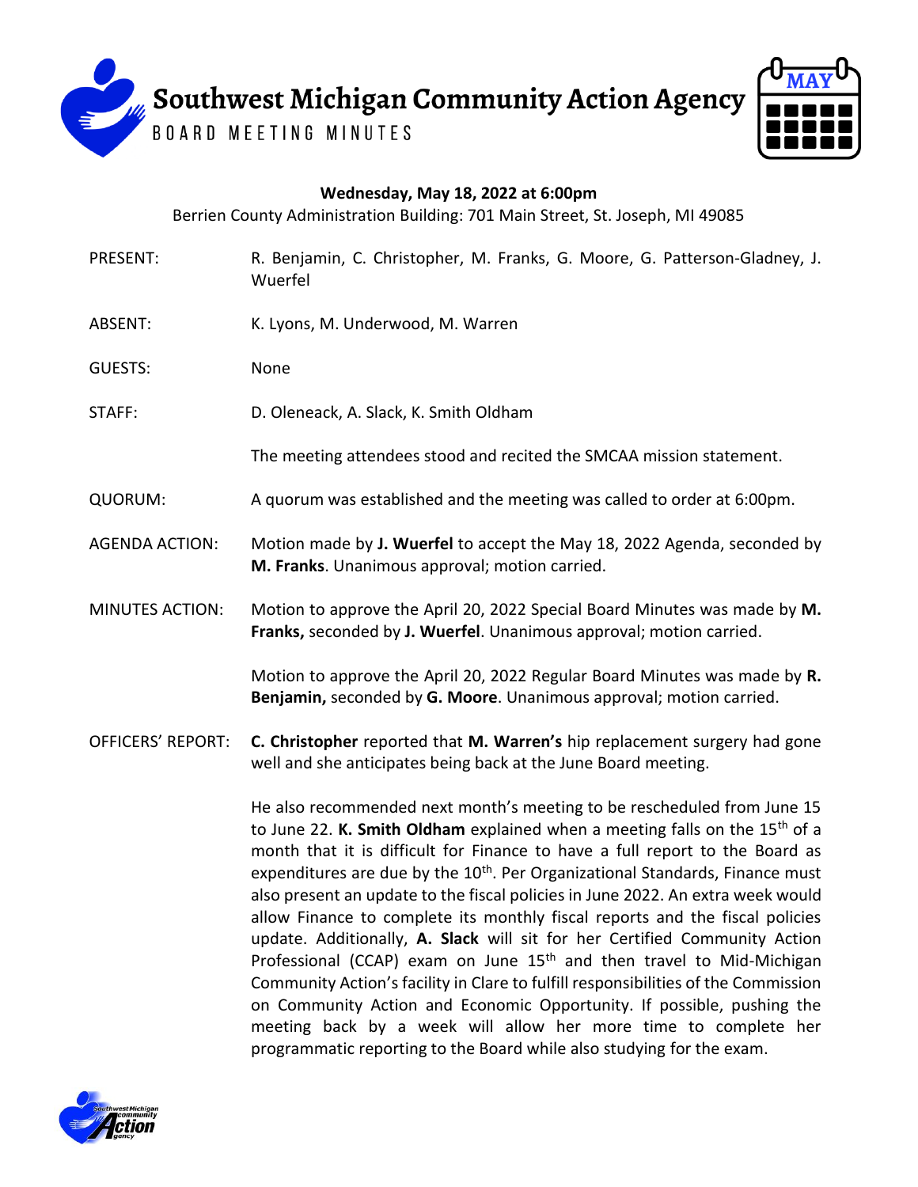# Southwest Michigan Community Action Agency

BOARD MEETING MINUTES

MAY

**Wednesday, May 18, 2022 at 6:00pm**

Berrien County Administration Building: 701 Main Street, St. Joseph, MI 49085

PRESENT: R. Benjamin, C. Christopher, M. Franks, G. Moore, G. Patterson-Gladney, J. Wuerfel

ABSENT: K. Lyons, M. Underwood, M. Warren

GUESTS: None

STAFF: D. Oleneack, A. Slack, K. Smith Oldham

The meeting attendees stood and recited the SMCAA mission statement.

QUORUM: A quorum was established and the meeting was called to order at 6:00pm.

AGENDA ACTION: Motion made by **J. Wuerfel** to accept the May 18, 2022 Agenda, seconded by **M. Franks**. Unanimous approval; motion carried.

MINUTES ACTION: Motion to approve the April 20, 2022 Special Board Minutes was made by **M. Franks,** seconded by **J. Wuerfel**. Unanimous approval; motion carried.

Motion to approve the April 20, 2022 Regular Board Minutes was made by **R. Benjamin,** seconded by **G. Moore**. Unanimous approval; motion carried.

OFFICERS' REPORT: **C. Christopher** reported that **M. Warren's** hip replacement surgery had gone well and she anticipates being back at the June Board meeting.

He also recommended next month's meeting to be rescheduled from June 15 to June 22. **K. Smith Oldham** explained when a meeting falls on the 15th of a month that it is difficult for Finance to have a full report to the Board as expenditures are due by the 10th. Per Organizational Standards, Finance must also present an update to the fiscal policies in June 2022. An extra week would allow Finance to complete its monthly fiscal reports and the fiscal policies update. Additionally, **A. Slack** will sit for her Certified Community Action Professional (CCAP) exam on June 15th and then travel to Mid-Michigan Community Action's facility in Clare to fulfill responsibilities of the Commission on Community Action and Economic Opportunity. If possible, pushing the meeting back by a week will allow her more time to complete her programmatic reporting to the Board while also studying for the exam.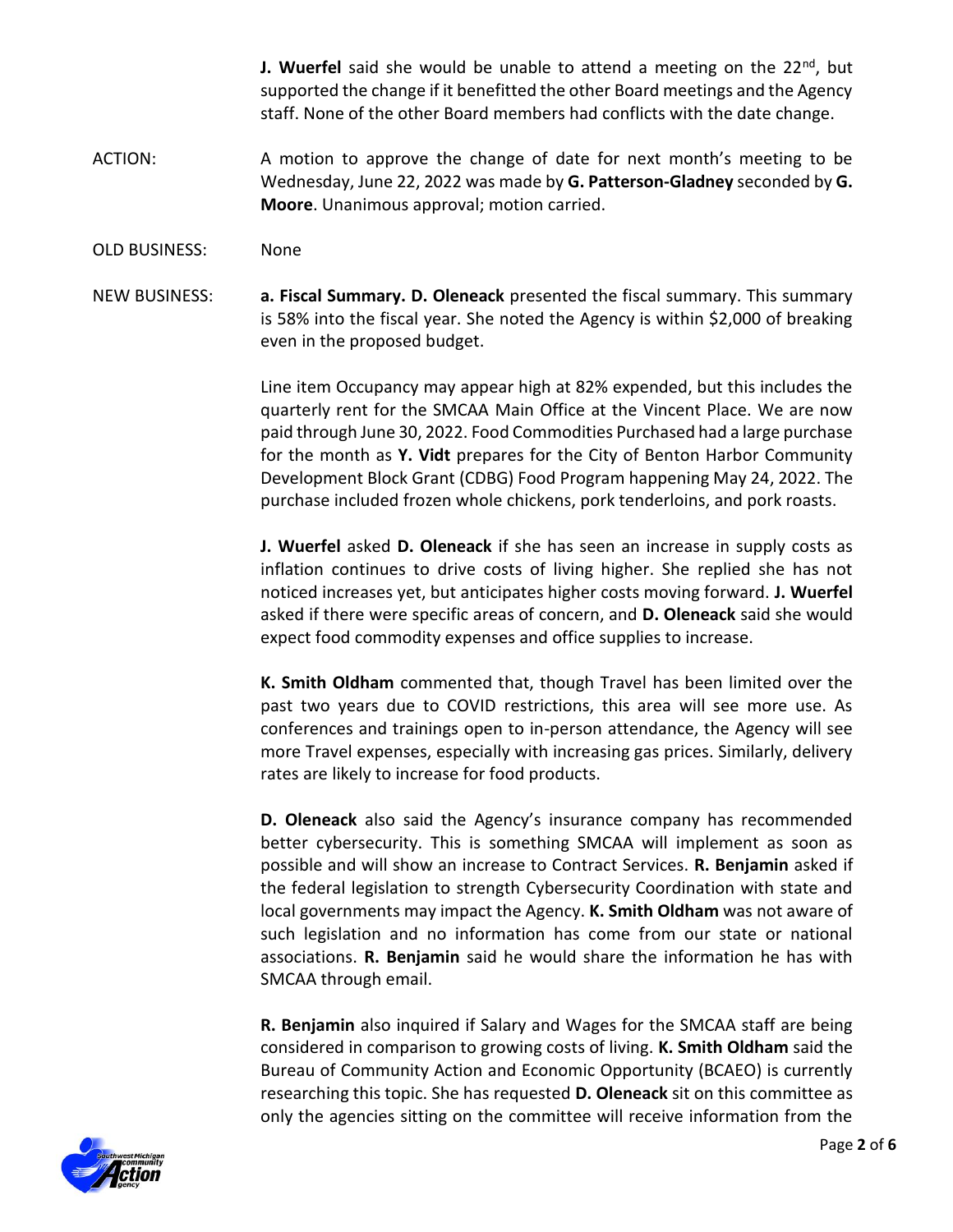**J. Wuerfel** said she would be unable to attend a meeting on the 22nd, but supported the change if it benefitted the other Board meetings and the Agency staff. None of the other Board members had conflicts with the date change.

ACTION: A motion to approve the change of date for next month's meeting to be Wednesday, June 22, 2022 was made by **G. Patterson-Gladney** seconded by **G. Moore**. Unanimous approval; motion carried.

OLD BUSINESS: None

NEW BUSINESS: **a. Fiscal Summary. D. Oleneack** presented the fiscal summary. This summary is 58% into the fiscal year. She noted the Agency is within $2,000 of breaking even in the proposed budget.

Line item Occupancy may appear high at 82% expended, but this includes the quarterly rent for the SMCAA Main Office at the Vincent Place. We are now paid through June 30, 2022. Food Commodities Purchased had a large purchase for the month as **Y. Vidt** prepares for the City of Benton Harbor Community Development Block Grant (CDBG) Food Program happening May 24, 2022. The purchase included frozen whole chickens, pork tenderloins, and pork roasts.

**J. Wuerfel** asked **D. Oleneack** if she has seen an increase in supply costs as inflation continues to drive costs of living higher. She replied she has not noticed increases yet, but anticipates higher costs moving forward. **J. Wuerfel** asked if there were specific areas of concern, and **D. Oleneack** said she would expect food commodity expenses and office supplies to increase.

**K. Smith Oldham** commented that, though Travel has been limited over the past two years due to COVID restrictions, this area will see more use. As conferences and trainings open to in-person attendance, the Agency will see more Travel expenses, especially with increasing gas prices. Similarly, delivery rates are likely to increase for food products.

**D. Oleneack** also said the Agency's insurance company has recommended better cybersecurity. This is something SMCAA will implement as soon as possible and will show an increase to Contract Services. **R. Benjamin** asked if the federal legislation to strength Cybersecurity Coordination with state and local governments may impact the Agency. **K. Smith Oldham** was not aware of such legislation and no information has come from our state or national associations. **R. Benjamin** said he would share the information he has with SMCAA through email.

**R. Benjamin** also inquired if Salary and Wages for the SMCAA staff are being considered in comparison to growing costs of living. **K. Smith Oldham** said the Bureau of Community Action and Economic Opportunity (BCAEO) is currently researching this topic. She has requested **D. Oleneack** sit on this committee as only the agencies sitting on the committee will receive information from the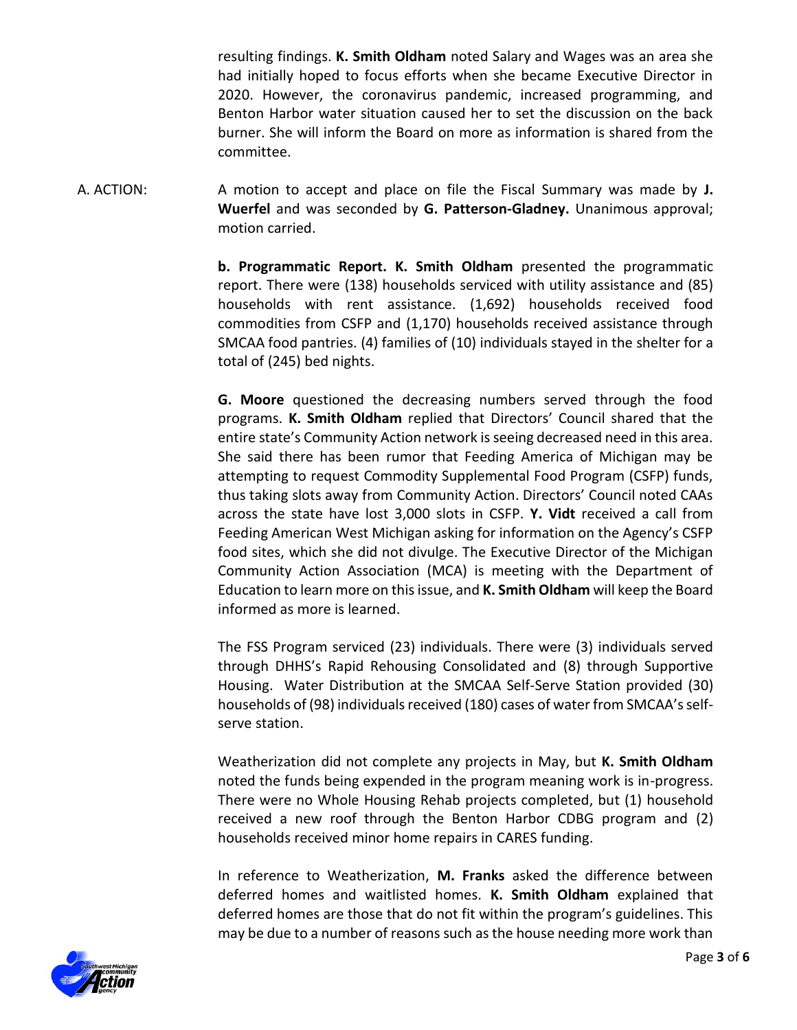resulting findings. **K. Smith Oldham** noted Salary and Wages was an area she had initially hoped to focus efforts when she became Executive Director in 2020. However, the coronavirus pandemic, increased programming, and Benton Harbor water situation caused her to set the discussion on the back burner. She will inform the Board on more as information is shared from the committee.

A. ACTION: A motion to accept and place on file the Fiscal Summary was made by **J. Wuerfel** and was seconded by **G. Patterson-Gladney.** Unanimous approval; motion carried.

**b. Programmatic Report. K. Smith Oldham** presented the programmatic report. There were (138) households serviced with utility assistance and (85) households with rent assistance. (1,692) households received food commodities from CSFP and (1,170) households received assistance through SMCAA food pantries. (4) families of (10) individuals stayed in the shelter for a total of (245) bed nights.

**G. Moore** questioned the decreasing numbers served through the food programs. **K. Smith Oldham** replied that Directors' Council shared that the entire state's Community Action network is seeing decreased need in this area. She said there has been rumor that Feeding America of Michigan may be attempting to request Commodity Supplemental Food Program (CSFP) funds, thus taking slots away from Community Action. Directors' Council noted CAAs across the state have lost 3,000 slots in CSFP. **Y. Vidt** received a call from Feeding American West Michigan asking for information on the Agency's CSFP food sites, which she did not divulge. The Executive Director of the Michigan Community Action Association (MCA) is meeting with the Department of Education to learn more on this issue, and **K. Smith Oldham** will keep the Board informed as more is learned.

The FSS Program serviced (23) individuals. There were (3) individuals served through DHHS's Rapid Rehousing Consolidated and (8) through Supportive Housing. Water Distribution at the SMCAA Self-Serve Station provided (30) households of (98) individuals received (180) cases of water from SMCAA's self-serve station.

Weatherization did not complete any projects in May, but **K. Smith Oldham** noted the funds being expended in the program meaning work is in-progress. There were no Whole Housing Rehab projects completed, but (1) household received a new roof through the Benton Harbor CDBG program and (2) households received minor home repairs in CARES funding.

In reference to Weatherization, **M. Franks** asked the difference between deferred homes and waitlisted homes. **K. Smith Oldham** explained that deferred homes are those that do not fit within the program's guidelines. This may be due to a number of reasons such as the house needing more work than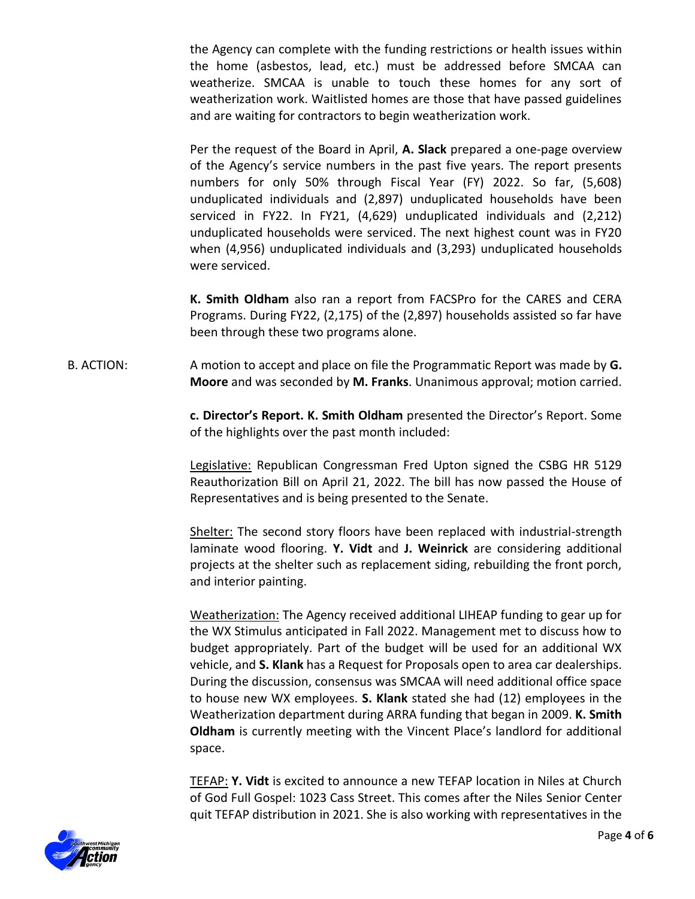the Agency can complete with the funding restrictions or health issues within the home (asbestos, lead, etc.) must be addressed before SMCAA can weatherize. SMCAA is unable to touch these homes for any sort of weatherization work. Waitlisted homes are those that have passed guidelines and are waiting for contractors to begin weatherization work.

Per the request of the Board in April, **A. Slack** prepared a one-page overview of the Agency's service numbers in the past five years. The report presents numbers for only 50% through Fiscal Year (FY) 2022. So far, (5,608) unduplicated individuals and (2,897) unduplicated households have been serviced in FY22. In FY21, (4,629) unduplicated individuals and (2,212) unduplicated households were serviced. The next highest count was in FY20 when (4,956) unduplicated individuals and (3,293) unduplicated households were serviced.

**K. Smith Oldham** also ran a report from FACSPro for the CARES and CERA Programs. During FY22, (2,175) of the (2,897) households assisted so far have been through these two programs alone.

B. ACTION: A motion to accept and place on file the Programmatic Report was made by **G. Moore** and was seconded by **M. Franks**. Unanimous approval; motion carried.

**c. Director's Report. K. Smith Oldham** presented the Director's Report. Some of the highlights over the past month included:

Legislative: Republican Congressman Fred Upton signed the CSBG HR 5129 Reauthorization Bill on April 21, 2022. The bill has now passed the House of Representatives and is being presented to the Senate.

Shelter: The second story floors have been replaced with industrial-strength laminate wood flooring. **Y. Vidt** and **J. Weinrick** are considering additional projects at the shelter such as replacement siding, rebuilding the front porch, and interior painting.

Weatherization: The Agency received additional LIHEAP funding to gear up for the WX Stimulus anticipated in Fall 2022. Management met to discuss how to budget appropriately. Part of the budget will be used for an additional WX vehicle, and **S. Klank** has a Request for Proposals open to area car dealerships. During the discussion, consensus was SMCAA will need additional office space to house new WX employees. **S. Klank** stated she had (12) employees in the Weatherization department during ARRA funding that began in 2009. **K. Smith Oldham** is currently meeting with the Vincent Place's landlord for additional space.

TEFAP: **Y. Vidt** is excited to announce a new TEFAP location in Niles at Church of God Full Gospel: 1023 Cass Street. This comes after the Niles Senior Center quit TEFAP distribution in 2021. She is also working with representatives in the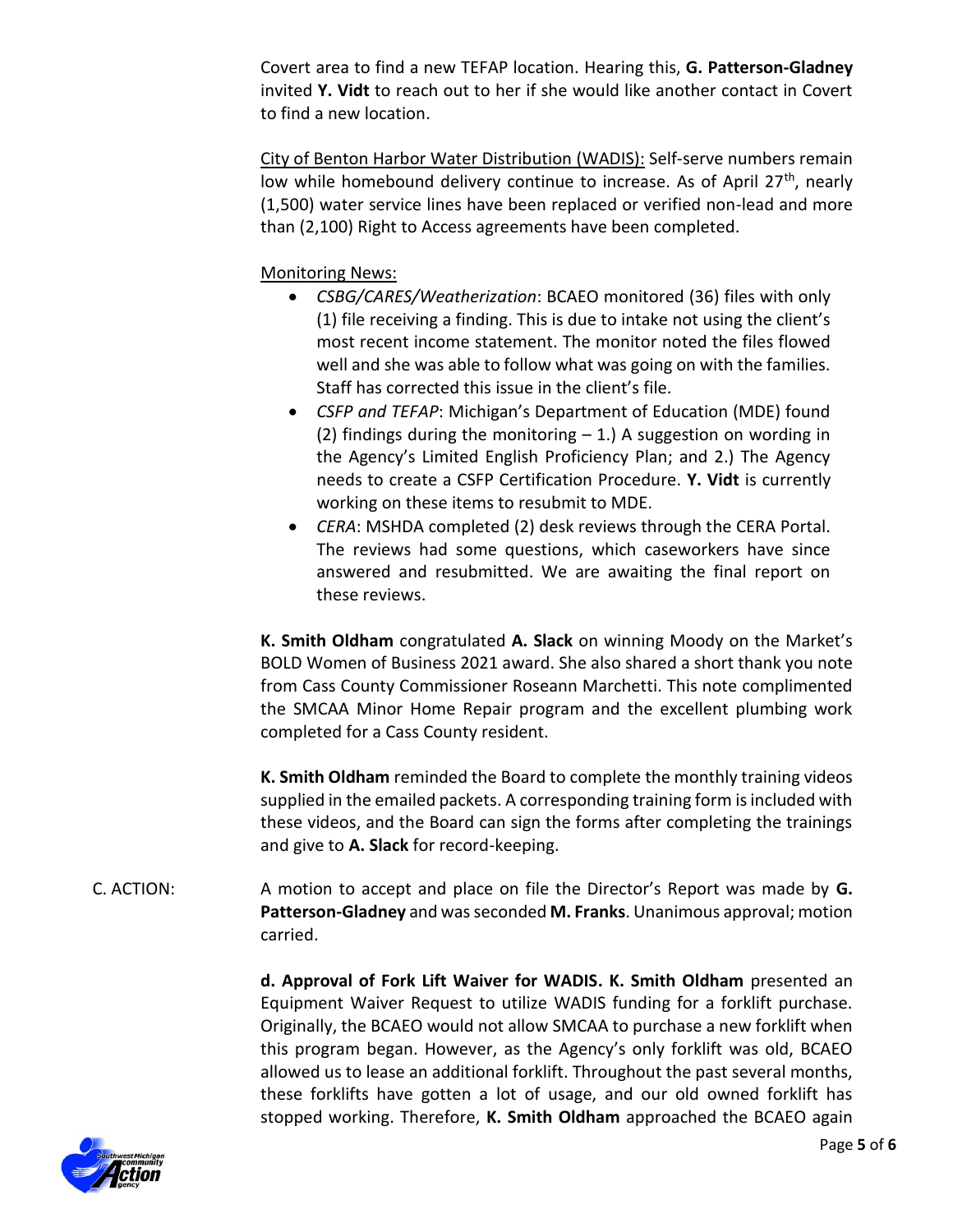Covert area to find a new TEFAP location. Hearing this, **G. Patterson-Gladney** invited **Y. Vidt** to reach out to her if she would like another contact in Covert to find a new location.

City of Benton Harbor Water Distribution (WADIS): Self-serve numbers remain low while homebound delivery continue to increase. As of April 27th, nearly (1,500) water service lines have been replaced or verified non-lead and more than (2,100) Right to Access agreements have been completed.

Monitoring News:

- *CSBG/CARES/Weatherization*: BCAEO monitored (36) files with only (1) file receiving a finding. This is due to intake not using the client's most recent income statement. The monitor noted the files flowed well and she was able to follow what was going on with the families. Staff has corrected this issue in the client's file.
- *CSFP and TEFAP*: Michigan's Department of Education (MDE) found (2) findings during the monitoring – 1.) A suggestion on wording in the Agency's Limited English Proficiency Plan; and 2.) The Agency needs to create a CSFP Certification Procedure. **Y. Vidt** is currently working on these items to resubmit to MDE.
- *CERA*: MSHDA completed (2) desk reviews through the CERA Portal. The reviews had some questions, which caseworkers have since answered and resubmitted. We are awaiting the final report on these reviews.

**K. Smith Oldham** congratulated **A. Slack** on winning Moody on the Market's BOLD Women of Business 2021 award. She also shared a short thank you note from Cass County Commissioner Roseann Marchetti. This note complimented the SMCAA Minor Home Repair program and the excellent plumbing work completed for a Cass County resident.

**K. Smith Oldham** reminded the Board to complete the monthly training videos supplied in the emailed packets. A corresponding training form is included with these videos, and the Board can sign the forms after completing the trainings and give to **A. Slack** for record-keeping.

C. ACTION: A motion to accept and place on file the Director's Report was made by **G. Patterson-Gladney** and was seconded **M. Franks**. Unanimous approval; motion carried.

**d. Approval of Fork Lift Waiver for WADIS. K. Smith Oldham** presented an Equipment Waiver Request to utilize WADIS funding for a forklift purchase. Originally, the BCAEO would not allow SMCAA to purchase a new forklift when this program began. However, as the Agency's only forklift was old, BCAEO allowed us to lease an additional forklift. Throughout the past several months, these forklifts have gotten a lot of usage, and our old owned forklift has stopped working. Therefore, **K. Smith Oldham** approached the BCAEO again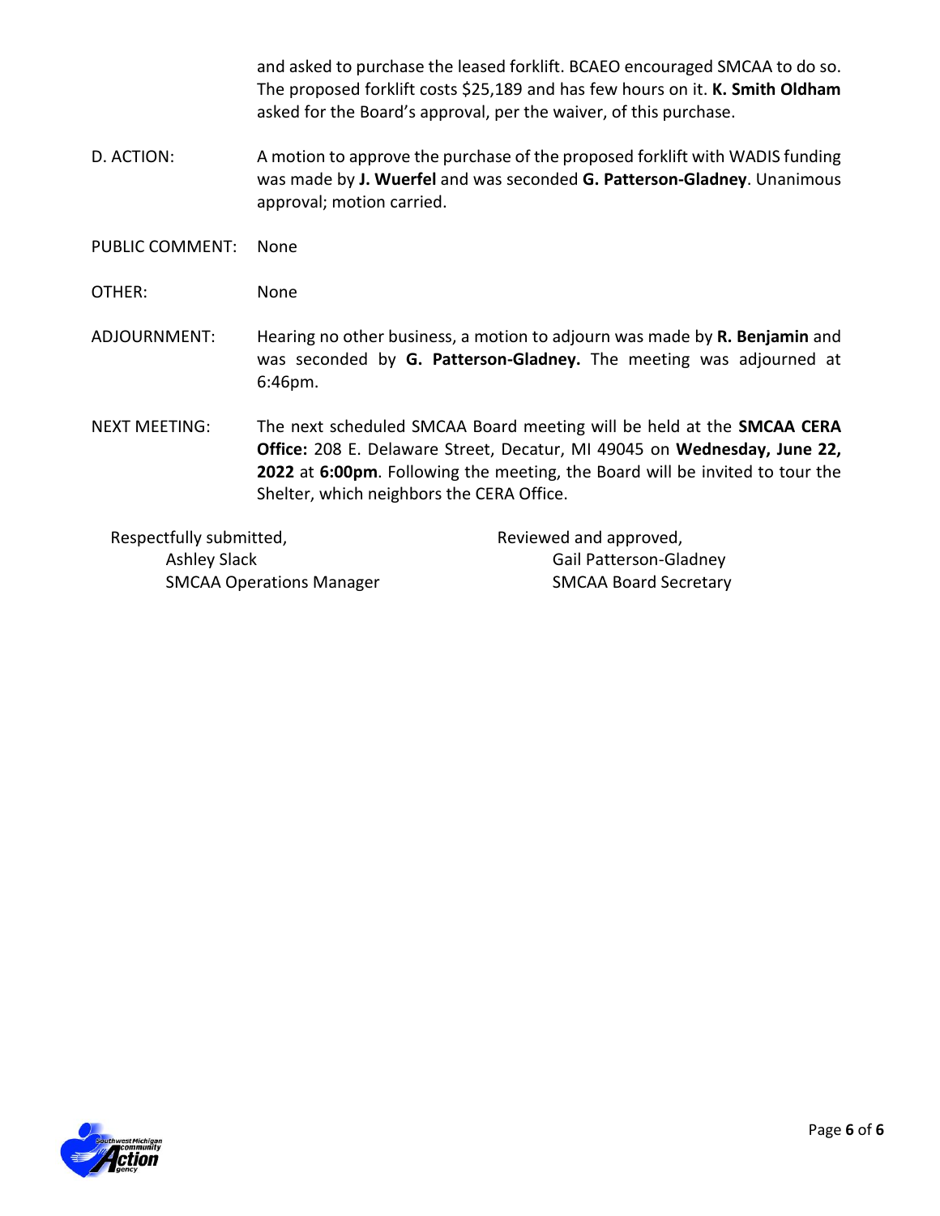and asked to purchase the leased forklift. BCAEO encouraged SMCAA to do so. The proposed forklift costs $25,189 and has few hours on it. **K. Smith Oldham** asked for the Board's approval, per the waiver, of this purchase.

D. ACTION: A motion to approve the purchase of the proposed forklift with WADIS funding was made by **J. Wuerfel** and was seconded **G. Patterson-Gladney**. Unanimous approval; motion carried.

PUBLIC COMMENT: None

OTHER: None

ADJOURNMENT: Hearing no other business, a motion to adjourn was made by **R. Benjamin** and was seconded by **G. Patterson-Gladney.** The meeting was adjourned at 6:46pm.

NEXT MEETING: The next scheduled SMCAA Board meeting will be held at the **SMCAA CERA Office:** 208 E. Delaware Street, Decatur, MI 49045 on **Wednesday, June 22, 2022** at **6:00pm**. Following the meeting, the Board will be invited to tour the Shelter, which neighbors the CERA Office.

Respectfully submitted,
Ashley Slack
SMCAA Operations Manager

Reviewed and approved,
Gail Patterson-Gladney
SMCAA Board Secretary